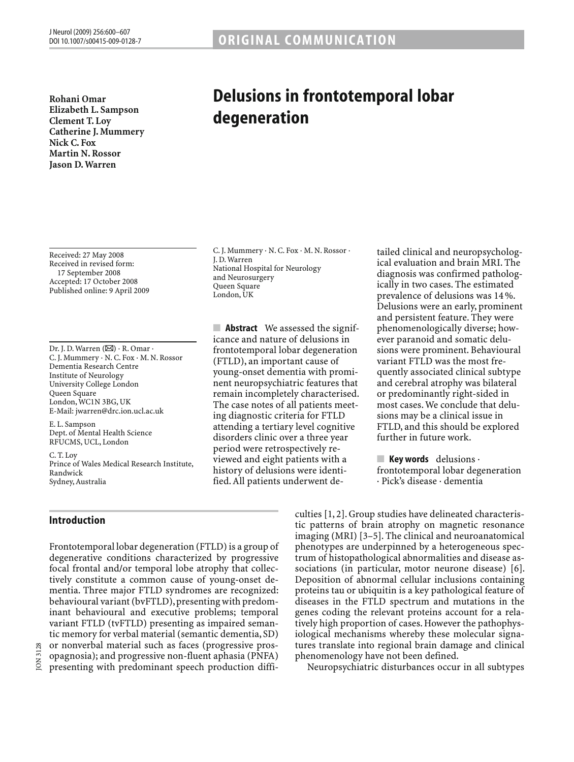ORIGINAL COMMUNICATION

**Rohani Omar**
**Elizabeth L. Sampson**
**Clement T. Loy**
**Catherine J. Mummery**
**Nick C. Fox**
**Martin N. Rossor**
**Jason D. Warren**

# Delusions in frontotemporal lobar degeneration

Received: 27 May 2008
Received in revised form: 17 September 2008
Accepted: 17 October 2008
Published online: 9 April 2009

Dr. J. D. Warren (✉) · R. Omar · C. J. Mummery · N. C. Fox · M. N. Rossor
Dementia Research Centre
Institute of Neurology
University College London
Queen Square
London, WC1N 3BG, UK
E-Mail: jwarren@drc.ion.ucl.ac.uk

E. L. Sampson
Dept. of Mental Health Science
RFUCMS, UCL, London

C. T. Loy
Prince of Wales Medical Research Institute, Randwick
Sydney, Australia

C. J. Mummery · N. C. Fox · M. N. Rossor · J. D. Warren
National Hospital for Neurology and Neurosurgery
Queen Square
London, UK

**Abstract** We assessed the significance and nature of delusions in frontotemporal lobar degeneration (FTLD), an important cause of young-onset dementia with prominent neuropsychiatric features that remain incompletely characterised. The case notes of all patients meeting diagnostic criteria for FTLD attending a tertiary level cognitive disorders clinic over a three year period were retrospectively reviewed and eight patients with a history of delusions were identified. All patients underwent detailed clinical and neuropsychological evaluation and brain MRI. The diagnosis was confirmed pathologically in two cases. The estimated prevalence of delusions was 14 %. Delusions were an early, prominent and persistent feature. They were phenomenologically diverse; however paranoid and somatic delusions were prominent. Behavioural variant FTLD was the most frequently associated clinical subtype and cerebral atrophy was bilateral or predominantly right-sided in most cases. We conclude that delusions may be a clinical issue in FTLD, and this should be explored further in future work.

**Key words** delusions · frontotemporal lobar degeneration · Pick's disease · dementia

## Introduction

Frontotemporal lobar degeneration (FTLD) is a group of degenerative conditions characterized by progressive focal frontal and/or temporal lobe atrophy that collectively constitute a common cause of young-onset dementia. Three major FTLD syndromes are recognized: behavioural variant (bvFTLD), presenting with predominant behavioural and executive problems; temporal variant FTLD (tvFTLD) presenting as impaired semantic memory for verbal material (semantic dementia, SD) or nonverbal material such as faces (progressive prosopagnosia); and progressive non-fluent aphasia (PNFA) presenting with predominant speech production difficulties [1, 2]. Group studies have delineated characteristic patterns of brain atrophy on magnetic resonance imaging (MRI) [3–5]. The clinical and neuroanatomical phenotypes are underpinned by a heterogeneous spectrum of histopathological abnormalities and disease associations (in particular, motor neurone disease) [6]. Deposition of abnormal cellular inclusions containing proteins tau or ubiquitin is a key pathological feature of diseases in the FTLD spectrum and mutations in the genes coding the relevant proteins account for a relatively high proportion of cases. However the pathophysiological mechanisms whereby these molecular signatures translate into regional brain damage and clinical phenomenology have not been defined.

Neuropsychiatric disturbances occur in all subtypes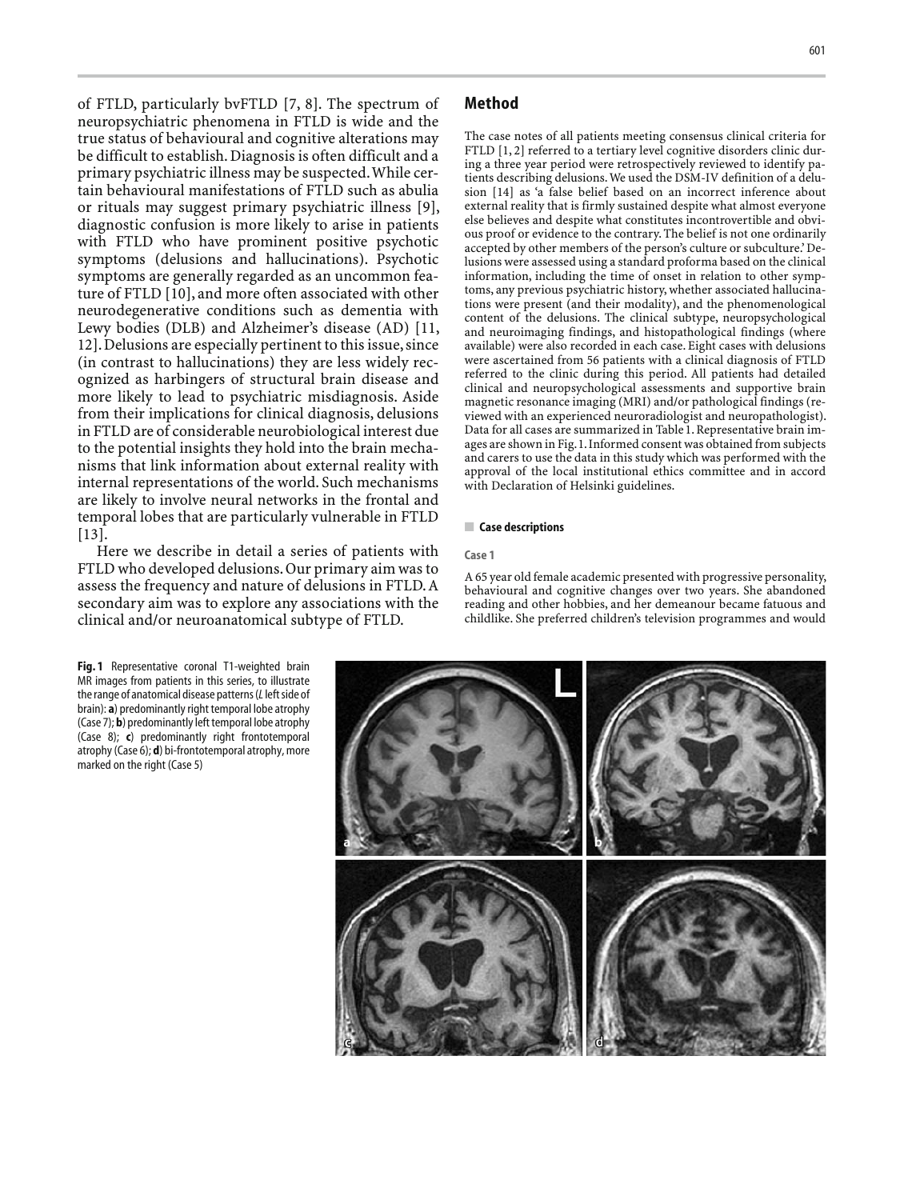of FTLD, particularly bvFTLD [7, 8]. The spectrum of neuropsychiatric phenomena in FTLD is wide and the true status of behavioural and cognitive alterations may be difficult to establish. Diagnosis is often difficult and a primary psychiatric illness may be suspected. While certain behavioural manifestations of FTLD such as abulia or rituals may suggest primary psychiatric illness [9], diagnostic confusion is more likely to arise in patients with FTLD who have prominent positive psychotic symptoms (delusions and hallucinations). Psychotic symptoms are generally regarded as an uncommon feature of FTLD [10], and more often associated with other neurodegenerative conditions such as dementia with Lewy bodies (DLB) and Alzheimer's disease (AD) [11, 12]. Delusions are especially pertinent to this issue, since (in contrast to hallucinations) they are less widely recognized as harbingers of structural brain disease and more likely to lead to psychiatric misdiagnosis. Aside from their implications for clinical diagnosis, delusions in FTLD are of considerable neurobiological interest due to the potential insights they hold into the brain mechanisms that link information about external reality with internal representations of the world. Such mechanisms are likely to involve neural networks in the frontal and temporal lobes that are particularly vulnerable in FTLD [13].

Here we describe in detail a series of patients with FTLD who developed delusions. Our primary aim was to assess the frequency and nature of delusions in FTLD. A secondary aim was to explore any associations with the clinical and/or neuroanatomical subtype of FTLD.

**Fig. 1** Representative coronal T1-weighted brain MR images from patients in this series, to illustrate the range of anatomical disease patterns (*L* left side of brain): **a**) predominantly right temporal lobe atrophy (Case 7); **b**) predominantly left temporal lobe atrophy (Case 8); **c**) predominantly right frontotemporal atrophy (Case 6); **d**) bi-frontotemporal atrophy, more marked on the right (Case 5)

## Method

The case notes of all patients meeting consensus clinical criteria for FTLD [1, 2] referred to a tertiary level cognitive disorders clinic during a three year period were retrospectively reviewed to identify patients describing delusions. We used the DSM-IV definition of a delusion [14] as 'a false belief based on an incorrect inference about external reality that is firmly sustained despite what almost everyone else believes and despite what constitutes incontrovertible and obvious proof or evidence to the contrary. The belief is not one ordinarily accepted by other members of the person's culture or subculture.' Delusions were assessed using a standard proforma based on the clinical information, including the time of onset in relation to other symptoms, any previous psychiatric history, whether associated hallucinations were present (and their modality), and the phenomenological content of the delusions. The clinical subtype, neuropsychological and neuroimaging findings, and histopathological findings (where available) were also recorded in each case. Eight cases with delusions were ascertained from 56 patients with a clinical diagnosis of FTLD referred to the clinic during this period. All patients had detailed clinical and neuropsychological assessments and supportive brain magnetic resonance imaging (MRI) and/or pathological findings (reviewed with an experienced neuroradiologist and neuropathologist). Data for all cases are summarized in Table 1. Representative brain images are shown in Fig. 1. Informed consent was obtained from subjects and carers to use the data in this study which was performed with the approval of the local institutional ethics committee and in accord with Declaration of Helsinki guidelines.

### Case descriptions

#### Case 1

A 65 year old female academic presented with progressive personality, behavioural and cognitive changes over two years. She abandoned reading and other hobbies, and her demeanour became fatuous and childlike. She preferred children's television programmes and would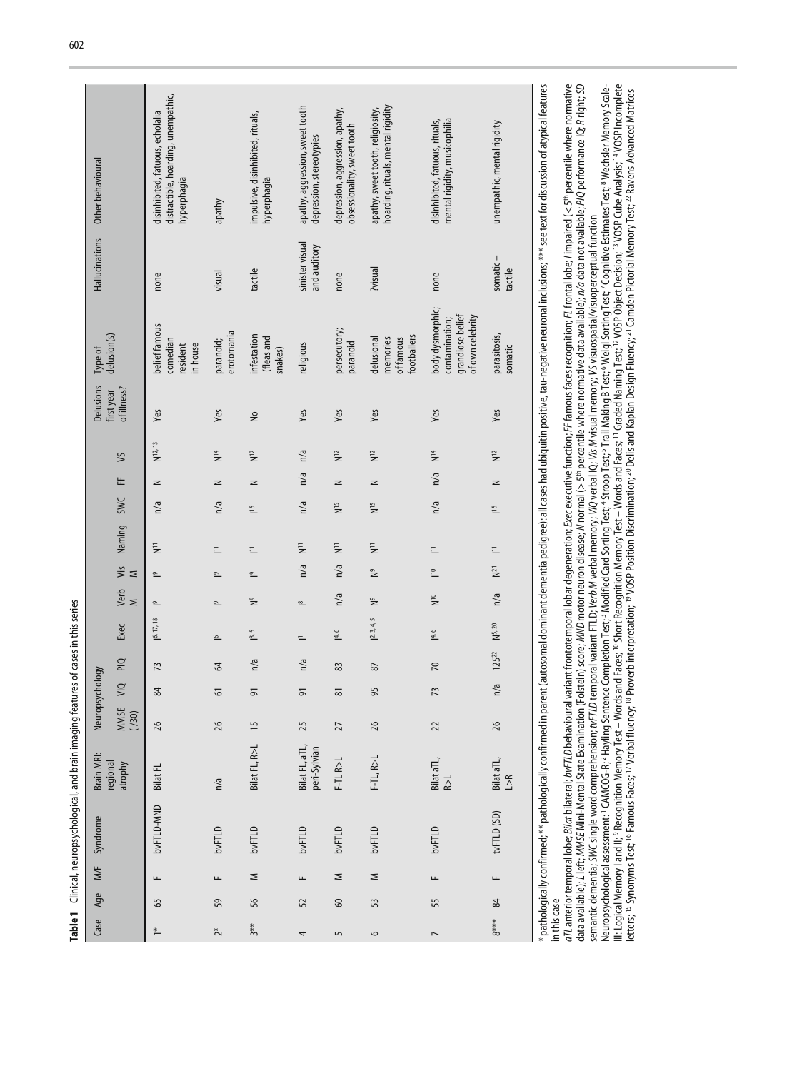**Table 1** Clinical, neuropsychological, and brain imaging features of cases in this series

| Case | Age | M/F | Syndrome | Brain MRI: regional atrophy | Neuropsychology | | | | | | | | | | | Delusions first year of illness? | Type of delusion(s) | Hallucinations | Other behavioural |
|---|---|---|---|---|---|---|---|---|---|---|---|---|---|---|---|---|---|---|---|
| | | | | | MMSE (/30) | VIQ | PIQ | Exec | Verb M | Vis M | Naming | SWC | FF | VS | | | | | |
| 1* | 65 | F | bvFTLD-MND | Bilat FL | 26 | 84 | 73 | I[6, 17, 18] | I[9] | I[9] | N[11] | n/a | N | N[12, 13] | | Yes | belief famous comedian resident in house | none | disinhibited, fatuous, echolalia distractible, hoarding, unempathic, hyperphagia |
| 2* | 59 | F | bvFTLD | n/a | 26 | 61 | 64 | I[6] | I[9] | I[9] | I[11] | n/a | N | N[14] | | Yes | paranoid; erotomania | visual | apathy |
| 3** | 56 | M | bvFTLD | Bilat FL, R>L | 15 | 91 | n/a | I[3, 5] | N[9] | I[9] | I[11] | I[15] | N | N[12] | | No | infestation (fleas and snakes) | tactile | impulsive, disinhibited, rituals, hyperphagia |
| 4 | 52 | F | bvFTLD | Bilat FL, aTL, peri-Sylvian | 25 | 91 | n/a | I[1] | I[8] | n/a | N[11] | n/a | n/a | n/a | | Yes | religious | sinister visual and auditory | apathy, aggression, sweet tooth depression, stereotypies |
| 5 | 60 | M | bvFTLD | F-TL R>L | 27 | 81 | 83 | I[4, 6] | n/a | n/a | N[11] | N[15] | N | N[12] | | Yes | persecutory; paranoid | none | depression, aggression, apathy, obsessionality, sweet tooth |
| 6 | 53 | M | bvFTLD | F-TL, R>L | 26 | 95 | 87 | I[2, 3, 4, 5] | N[9] | N[9] | N[11] | N[15] | N | N[12] | | Yes | delusional memories of famous footballers | ?visual | apathy, sweet tooth, religiosity, hoarding, rituals, mental rigidity |
| 7 | 55 | F | bvFTLD | Bilat aTL, R>L | 22 | 73 | 70 | I[4, 6] | N[10] | I[10] | I[11] | n/a | n/a | N[14] | | Yes | body dysmorphic; contamination; grandiose belief of own celebrity | none | disinhibited, fatuous, rituals, mental rigidity, musicophilia |
| 8*** | 84 | F | tvFTLD (SD) | Bilat aTL, L>R | 26 | n/a | 125[22] | N[5, 20] | n/a | N[21] | I[11] | I[15] | N | N[12] | | Yes | parasitosis, somatic | somatic – tactile | unempathic, mental rigidity |

\* pathologically confirmed; ** pathologically confirmed in parent (autosomal dominant dementia pedigree): all cases had ubiquitin positive, tau-negative neuronal inclusions; *** see text for discussion of atypical features in this case

*aTL* anterior temporal lobe; *Bilat* bilateral; *bvFTLD* behavioural variant frontotemporal lobar degeneration; *Exec* executive function; *FF* famous faces recognition; *FL* frontal lobe; *I* impaired (<5[th] percentile where normative data available); *L* left; *MMSE* Mini-Mental State Examination (Folstein) score; *MND* motor neuron disease; *N* normal (>5[th] percentile where normative data available); *n/a* data not available; *PIQ* performance IQ; *R* right; *SD* semantic dementia; *SWC* single word comprehension; *tvFTLD* temporal variant FTLD; *Verb M* verbal memory; *VIQ* verbal IQ; *Vis M* visual memory; *VS* visuospatial/visuoperceptual function

Neuropsychological assessment: [1] CAMCOG-R; [2] Hayling Sentence Completion Test; [3] Modified Card Sorting Test; [4] Stroop Test; [5] Trail Making B Test; [6] Weigl Sorting Test; [7] Cognitive Estimates Test; [8] Wechsler Memory Scale-III: Logical Memory I and II; [9] Recognition Memory Test – Words and Faces; [10] Short Recognition Memory Test – Words and Faces; [11] Graded Naming Test; [12] VOSP Object Decision; [13] VOSP Cube Analysis; [14] VOSP Incomplete letters; [15] Synonyms Test; [16] Famous Faces; [17] Verbal fluency; [18] Proverb interpretation; [19] VOSP Position Discrimination; [20] Delis and Kaplan Design Fluency; [21] Camden Pictorial Memory Test; [22] Ravens Advanced Matrices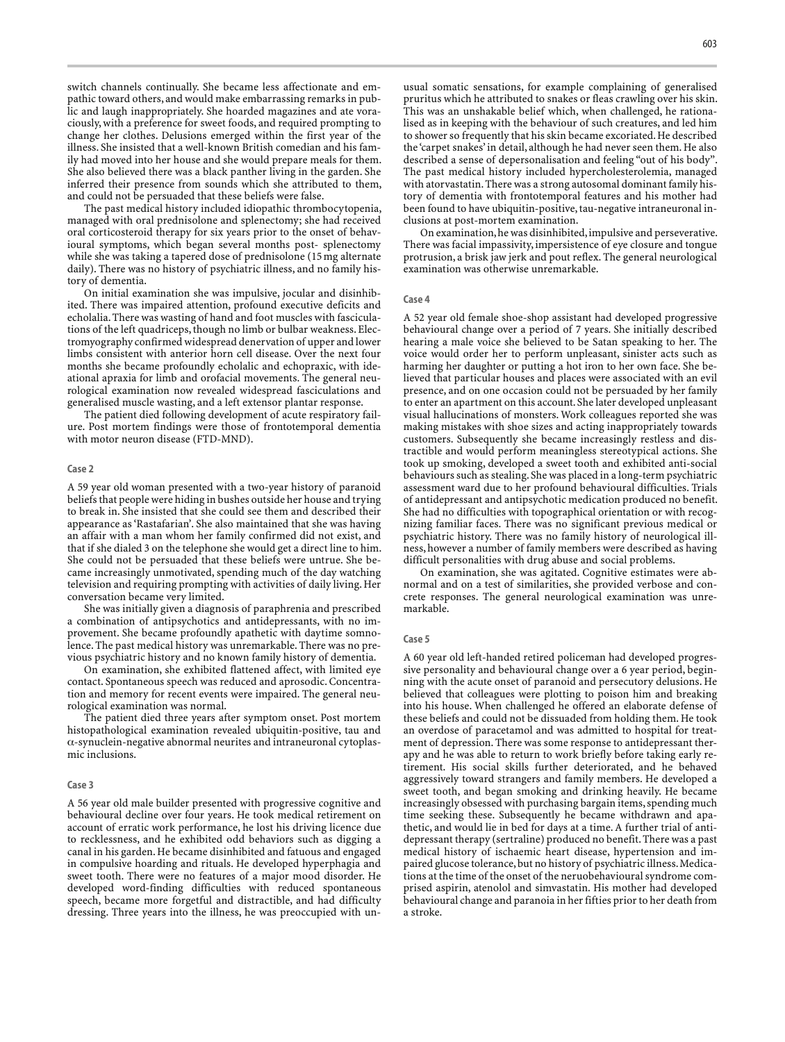switch channels continually. She became less affectionate and empathic toward others, and would make embarrassing remarks in public and laugh inappropriately. She hoarded magazines and ate voraciously, with a preference for sweet foods, and required prompting to change her clothes. Delusions emerged within the first year of the illness. She insisted that a well-known British comedian and his family had moved into her house and she would prepare meals for them. She also believed there was a black panther living in the garden. She inferred their presence from sounds which she attributed to them, and could not be persuaded that these beliefs were false.

The past medical history included idiopathic thrombocytopenia, managed with oral prednisolone and splenectomy; she had received oral corticosteroid therapy for six years prior to the onset of behavioural symptoms, which began several months post- splenectomy while she was taking a tapered dose of prednisolone (15 mg alternate daily). There was no history of psychiatric illness, and no family history of dementia.

On initial examination she was impulsive, jocular and disinhibited. There was impaired attention, profound executive deficits and echolalia. There was wasting of hand and foot muscles with fasciculations of the left quadriceps, though no limb or bulbar weakness. Electromyography confirmed widespread denervation of upper and lower limbs consistent with anterior horn cell disease. Over the next four months she became profoundly echolalic and echopraxic, with ideational apraxia for limb and orofacial movements. The general neurological examination now revealed widespread fasciculations and generalised muscle wasting, and a left extensor plantar response.

The patient died following development of acute respiratory failure. Post mortem findings were those of frontotemporal dementia with motor neuron disease (FTD-MND).

### Case 2

A 59 year old woman presented with a two-year history of paranoid beliefs that people were hiding in bushes outside her house and trying to break in. She insisted that she could see them and described their appearance as 'Rastafarian'. She also maintained that she was having an affair with a man whom her family confirmed did not exist, and that if she dialed 3 on the telephone she would get a direct line to him. She could not be persuaded that these beliefs were untrue. She became increasingly unmotivated, spending much of the day watching television and requiring prompting with activities of daily living. Her conversation became very limited.

She was initially given a diagnosis of paraphrenia and prescribed a combination of antipsychotics and antidepressants, with no improvement. She became profoundly apathetic with daytime somnolence. The past medical history was unremarkable. There was no previous psychiatric history and no known family history of dementia.

On examination, she exhibited flattened affect, with limited eye contact. Spontaneous speech was reduced and aprosodic. Concentration and memory for recent events were impaired. The general neurological examination was normal.

The patient died three years after symptom onset. Post mortem histopathological examination revealed ubiquitin-positive, tau and $\alpha$-synuclein-negative abnormal neurites and intraneuronal cytoplasmic inclusions.

### Case 3

A 56 year old male builder presented with progressive cognitive and behavioural decline over four years. He took medical retirement on account of erratic work performance, he lost his driving licence due to recklessness, and he exhibited odd behaviors such as digging a canal in his garden. He became disinhibited and fatuous and engaged in compulsive hoarding and rituals. He developed hyperphagia and sweet tooth. There were no features of a major mood disorder. He developed word-finding difficulties with reduced spontaneous speech, became more forgetful and distractible, and had difficulty dressing. Three years into the illness, he was preoccupied with unusual somatic sensations, for example complaining of generalised pruritus which he attributed to snakes or fleas crawling over his skin. This was an unshakable belief which, when challenged, he rationalised as in keeping with the behaviour of such creatures, and led him to shower so frequently that his skin became excoriated. He described the 'carpet snakes' in detail, although he had never seen them. He also described a sense of depersonalisation and feeling "out of his body". The past medical history included hypercholesterolemia, managed with atorvastatin. There was a strong autosomal dominant family history of dementia with frontotemporal features and his mother had been found to have ubiquitin-positive, tau-negative intraneuronal inclusions at post-mortem examination.

On examination, he was disinhibited, impulsive and perseverative. There was facial impassivity, impersistence of eye closure and tongue protrusion, a brisk jaw jerk and pout reflex. The general neurological examination was otherwise unremarkable.

### Case 4

A 52 year old female shoe-shop assistant had developed progressive behavioural change over a period of 7 years. She initially described hearing a male voice she believed to be Satan speaking to her. The voice would order her to perform unpleasant, sinister acts such as harming her daughter or putting a hot iron to her own face. She believed that particular houses and places were associated with an evil presence, and on one occasion could not be persuaded by her family to enter an apartment on this account. She later developed unpleasant visual hallucinations of monsters. Work colleagues reported she was making mistakes with shoe sizes and acting inappropriately towards customers. Subsequently she became increasingly restless and distractible and would perform meaningless stereotypical actions. She took up smoking, developed a sweet tooth and exhibited anti-social behaviours such as stealing. She was placed in a long-term psychiatric assessment ward due to her profound behavioural difficulties. Trials of antidepressant and antipsychotic medication produced no benefit. She had no difficulties with topographical orientation or with recognizing familiar faces. There was no significant previous medical or psychiatric history. There was no family history of neurological illness, however a number of family members were described as having difficult personalities with drug abuse and social problems.

On examination, she was agitated. Cognitive estimates were abnormal and on a test of similarities, she provided verbose and concrete responses. The general neurological examination was unremarkable.

### Case 5

A 60 year old left-handed retired policeman had developed progressive personality and behavioural change over a 6 year period, beginning with the acute onset of paranoid and persecutory delusions. He believed that colleagues were plotting to poison him and breaking into his house. When challenged he offered an elaborate defense of these beliefs and could not be dissuaded from holding them. He took an overdose of paracetamol and was admitted to hospital for treatment of depression. There was some response to antidepressant therapy and he was able to return to work briefly before taking early retirement. His social skills further deteriorated, and he behaved aggressively toward strangers and family members. He developed a sweet tooth, and began smoking and drinking heavily. He became increasingly obsessed with purchasing bargain items, spending much time seeking these. Subsequently he became withdrawn and apathetic, and would lie in bed for days at a time. A further trial of antidepressant therapy (sertraline) produced no benefit. There was a past medical history of ischaemic heart disease, hypertension and impaired glucose tolerance, but no history of psychiatric illness. Medications at the time of the onset of the neruobehavioural syndrome comprised aspirin, atenolol and simvastatin. His mother had developed behavioural change and paranoia in her fifties prior to her death from a stroke.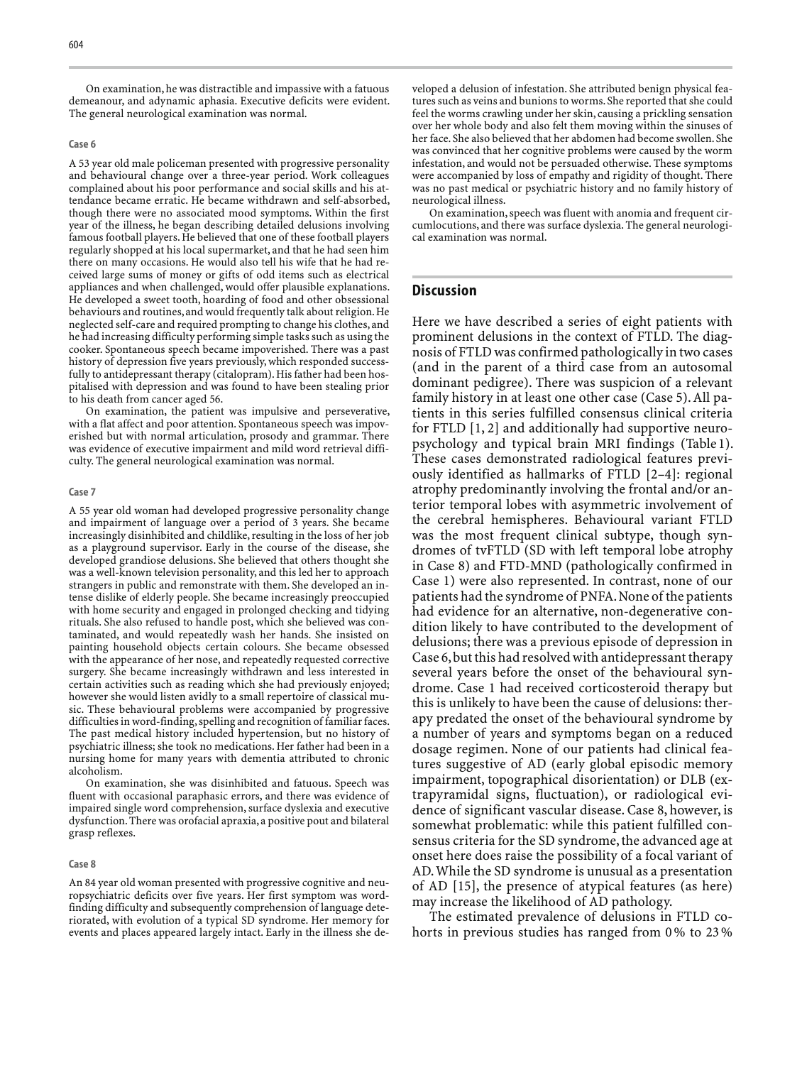On examination, he was distractible and impassive with a fatuous demeanour, and adynamic aphasia. Executive deficits were evident. The general neurological examination was normal.

#### Case 6

A 53 year old male policeman presented with progressive personality and behavioural change over a three-year period. Work colleagues complained about his poor performance and social skills and his attendance became erratic. He became withdrawn and self-absorbed, though there were no associated mood symptoms. Within the first year of the illness, he began describing detailed delusions involving famous football players. He believed that one of these football players regularly shopped at his local supermarket, and that he had seen him there on many occasions. He would also tell his wife that he had received large sums of money or gifts of odd items such as electrical appliances and when challenged, would offer plausible explanations. He developed a sweet tooth, hoarding of food and other obsessional behaviours and routines, and would frequently talk about religion. He neglected self-care and required prompting to change his clothes, and he had increasing difficulty performing simple tasks such as using the cooker. Spontaneous speech became impoverished. There was a past history of depression five years previously, which responded successfully to antidepressant therapy (citalopram). His father had been hospitalised with depression and was found to have been stealing prior to his death from cancer aged 56.

On examination, the patient was impulsive and perseverative, with a flat affect and poor attention. Spontaneous speech was impoverished but with normal articulation, prosody and grammar. There was evidence of executive impairment and mild word retrieval difficulty. The general neurological examination was normal.

#### Case 7

A 55 year old woman had developed progressive personality change and impairment of language over a period of 3 years. She became increasingly disinhibited and childlike, resulting in the loss of her job as a playground supervisor. Early in the course of the disease, she developed grandiose delusions. She believed that others thought she was a well-known television personality, and this led her to approach strangers in public and remonstrate with them. She developed an intense dislike of elderly people. She became increasingly preoccupied with home security and engaged in prolonged checking and tidying rituals. She also refused to handle post, which she believed was contaminated, and would repeatedly wash her hands. She insisted on painting household objects certain colours. She became obsessed with the appearance of her nose, and repeatedly requested corrective surgery. She became increasingly withdrawn and less interested in certain activities such as reading which she had previously enjoyed; however she would listen avidly to a small repertoire of classical music. These behavioural problems were accompanied by progressive difficulties in word-finding, spelling and recognition of familiar faces. The past medical history included hypertension, but no history of psychiatric illness; she took no medications. Her father had been in a nursing home for many years with dementia attributed to chronic alcoholism.

On examination, she was disinhibited and fatuous. Speech was fluent with occasional paraphasic errors, and there was evidence of impaired single word comprehension, surface dyslexia and executive dysfunction. There was orofacial apraxia, a positive pout and bilateral grasp reflexes.

#### Case 8

An 84 year old woman presented with progressive cognitive and neuropsychiatric deficits over five years. Her first symptom was word-finding difficulty and subsequently comprehension of language deteriorated, with evolution of a typical SD syndrome. Her memory for events and places appeared largely intact. Early in the illness she developed a delusion of infestation. She attributed benign physical features such as veins and bunions to worms. She reported that she could feel the worms crawling under her skin, causing a prickling sensation over her whole body and also felt them moving within the sinuses of her face. She also believed that her abdomen had become swollen. She was convinced that her cognitive problems were caused by the worm infestation, and would not be persuaded otherwise. These symptoms were accompanied by loss of empathy and rigidity of thought. There was no past medical or psychiatric history and no family history of neurological illness.

On examination, speech was fluent with anomia and frequent circumlocutions, and there was surface dyslexia. The general neurological examination was normal.

## Discussion

Here we have described a series of eight patients with prominent delusions in the context of FTLD. The diagnosis of FTLD was confirmed pathologically in two cases (and in the parent of a third case from an autosomal dominant pedigree). There was suspicion of a relevant family history in at least one other case (Case 5). All patients in this series fulfilled consensus clinical criteria for FTLD [1, 2] and additionally had supportive neuropsychology and typical brain MRI findings (Table 1). These cases demonstrated radiological features previously identified as hallmarks of FTLD [2–4]: regional atrophy predominantly involving the frontal and/or anterior temporal lobes with asymmetric involvement of the cerebral hemispheres. Behavioural variant FTLD was the most frequent clinical subtype, though syndromes of tvFTLD (SD with left temporal lobe atrophy in Case 8) and FTD-MND (pathologically confirmed in Case 1) were also represented. In contrast, none of our patients had the syndrome of PNFA. None of the patients had evidence for an alternative, non-degenerative condition likely to have contributed to the development of delusions; there was a previous episode of depression in Case 6, but this had resolved with antidepressant therapy several years before the onset of the behavioural syndrome. Case 1 had received corticosteroid therapy but this is unlikely to have been the cause of delusions: therapy predated the onset of the behavioural syndrome by a number of years and symptoms began on a reduced dosage regimen. None of our patients had clinical features suggestive of AD (early global episodic memory impairment, topographical disorientation) or DLB (extrapyramidal signs, fluctuation), or radiological evidence of significant vascular disease. Case 8, however, is somewhat problematic: while this patient fulfilled consensus criteria for the SD syndrome, the advanced age at onset here does raise the possibility of a focal variant of AD. While the SD syndrome is unusual as a presentation of AD [15], the presence of atypical features (as here) may increase the likelihood of AD pathology.

The estimated prevalence of delusions in FTLD cohorts in previous studies has ranged from 0 % to 23 %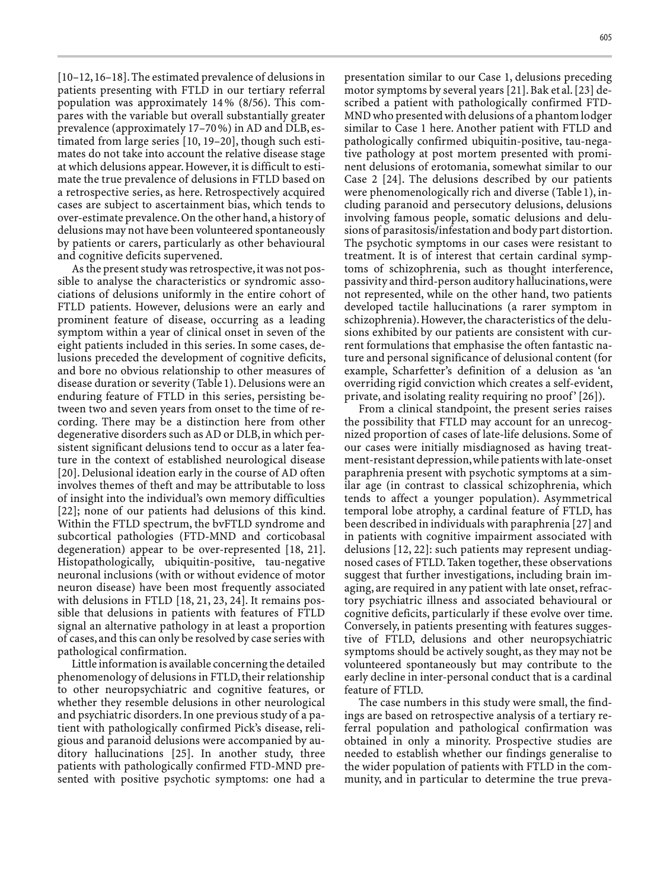[10–12, 16–18]. The estimated prevalence of delusions in patients presenting with FTLD in our tertiary referral population was approximately 14% (8/56). This compares with the variable but overall substantially greater prevalence (approximately 17–70%) in AD and DLB, estimated from large series [10, 19–20], though such estimates do not take into account the relative disease stage at which delusions appear. However, it is difficult to estimate the true prevalence of delusions in FTLD based on a retrospective series, as here. Retrospectively acquired cases are subject to ascertainment bias, which tends to over-estimate prevalence. On the other hand, a history of delusions may not have been volunteered spontaneously by patients or carers, particularly as other behavioural and cognitive deficits supervened.

As the present study was retrospective, it was not possible to analyse the characteristics or syndromic associations of delusions uniformly in the entire cohort of FTLD patients. However, delusions were an early and prominent feature of disease, occurring as a leading symptom within a year of clinical onset in seven of the eight patients included in this series. In some cases, delusions preceded the development of cognitive deficits, and bore no obvious relationship to other measures of disease duration or severity (Table 1). Delusions were an enduring feature of FTLD in this series, persisting between two and seven years from onset to the time of recording. There may be a distinction here from other degenerative disorders such as AD or DLB, in which persistent significant delusions tend to occur as a later feature in the context of established neurological disease [20]. Delusional ideation early in the course of AD often involves themes of theft and may be attributable to loss of insight into the individual's own memory difficulties [22]; none of our patients had delusions of this kind. Within the FTLD spectrum, the bvFTLD syndrome and subcortical pathologies (FTD-MND and corticobasal degeneration) appear to be over-represented [18, 21]. Histopathologically, ubiquitin-positive, tau-negative neuronal inclusions (with or without evidence of motor neuron disease) have been most frequently associated with delusions in FTLD [18, 21, 23, 24]. It remains possible that delusions in patients with features of FTLD signal an alternative pathology in at least a proportion of cases, and this can only be resolved by case series with pathological confirmation.

Little information is available concerning the detailed phenomenology of delusions in FTLD, their relationship to other neuropsychiatric and cognitive features, or whether they resemble delusions in other neurological and psychiatric disorders. In one previous study of a patient with pathologically confirmed Pick's disease, religious and paranoid delusions were accompanied by auditory hallucinations [25]. In another study, three patients with pathologically confirmed FTD-MND presented with positive psychotic symptoms: one had a presentation similar to our Case 1, delusions preceding motor symptoms by several years [21]. Bak et al. [23] described a patient with pathologically confirmed FTD-MND who presented with delusions of a phantom lodger similar to Case 1 here. Another patient with FTLD and pathologically confirmed ubiquitin-positive, tau-negative pathology at post mortem presented with prominent delusions of erotomania, somewhat similar to our Case 2 [24]. The delusions described by our patients were phenomenologically rich and diverse (Table 1), including paranoid and persecutory delusions, delusions involving famous people, somatic delusions and delusions of parasitosis/infestation and body part distortion. The psychotic symptoms in our cases were resistant to treatment. It is of interest that certain cardinal symptoms of schizophrenia, such as thought interference, passivity and third-person auditory hallucinations, were not represented, while on the other hand, two patients developed tactile hallucinations (a rarer symptom in schizophrenia). However, the characteristics of the delusions exhibited by our patients are consistent with current formulations that emphasise the often fantastic nature and personal significance of delusional content (for example, Scharfetter's definition of a delusion as 'an overriding rigid conviction which creates a self-evident, private, and isolating reality requiring no proof' [26]).

From a clinical standpoint, the present series raises the possibility that FTLD may account for an unrecognized proportion of cases of late-life delusions. Some of our cases were initially misdiagnosed as having treatment-resistant depression, while patients with late-onset paraphrenia present with psychotic symptoms at a similar age (in contrast to classical schizophrenia, which tends to affect a younger population). Asymmetrical temporal lobe atrophy, a cardinal feature of FTLD, has been described in individuals with paraphrenia [27] and in patients with cognitive impairment associated with delusions [12, 22]: such patients may represent undiagnosed cases of FTLD. Taken together, these observations suggest that further investigations, including brain imaging, are required in any patient with late onset, refractory psychiatric illness and associated behavioural or cognitive deficits, particularly if these evolve over time. Conversely, in patients presenting with features suggestive of FTLD, delusions and other neuropsychiatric symptoms should be actively sought, as they may not be volunteered spontaneously but may contribute to the early decline in inter-personal conduct that is a cardinal feature of FTLD.

The case numbers in this study were small, the findings are based on retrospective analysis of a tertiary referral population and pathological confirmation was obtained in only a minority. Prospective studies are needed to establish whether our findings generalise to the wider population of patients with FTLD in the community, and in particular to determine the true preva-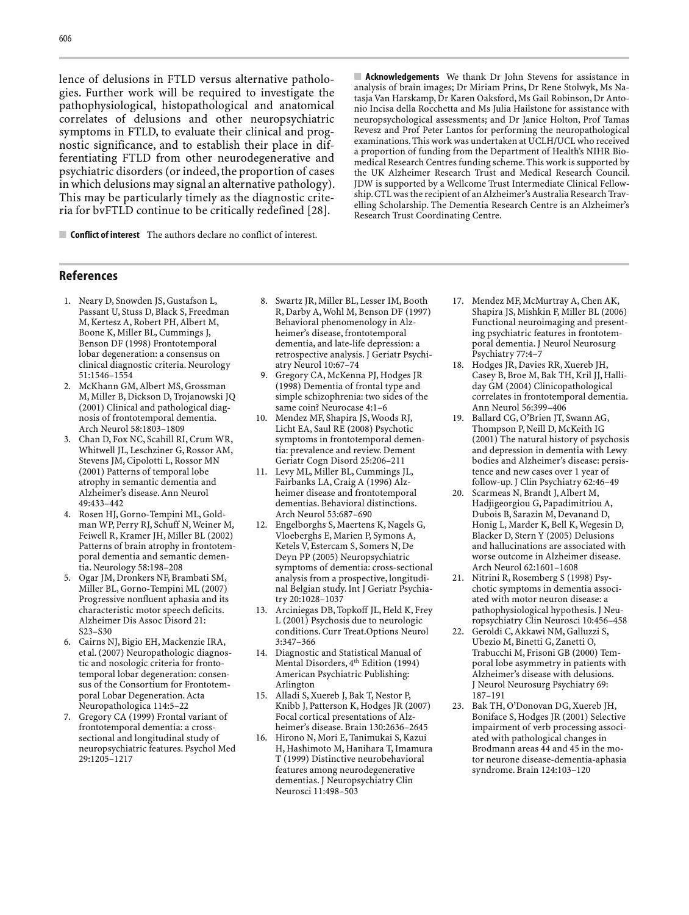lence of delusions in FTLD versus alternative pathologies. Further work will be required to investigate the pathophysiological, histopathological and anatomical correlates of delusions and other neuropsychiatric symptoms in FTLD, to evaluate their clinical and prognostic significance, and to establish their place in differentiating FTLD from other neurodegenerative and psychiatric disorders (or indeed, the proportion of cases in which delusions may signal an alternative pathology). This may be particularly timely as the diagnostic criteria for bvFTLD continue to be critically redefined [28].

**Conflict of interest** The authors declare no conflict of interest.

**Acknowledgements** We thank Dr John Stevens for assistance in analysis of brain images; Dr Miriam Prins, Dr Rene Stolwyk, Ms Natasja Van Harskamp, Dr Karen Oaksford, Ms Gail Robinson, Dr Antonio Incisa della Rocchetta and Ms Julia Hailstone for assistance with neuropsychological assessments; and Dr Janice Holton, Prof Tamas Revesz and Prof Peter Lantos for performing the neuropathological examinations. This work was undertaken at UCLH/UCL who received a proportion of funding from the Department of Health's NIHR Biomedical Research Centres funding scheme. This work is supported by the UK Alzheimer Research Trust and Medical Research Council. JDW is supported by a Wellcome Trust Intermediate Clinical Fellowship. CTL was the recipient of an Alzheimer's Australia Research Travelling Scholarship. The Dementia Research Centre is an Alzheimer's Research Trust Coordinating Centre.

## References

1. Neary D, Snowden JS, Gustafson L, Passant U, Stuss D, Black S, Freedman M, Kertesz A, Robert PH, Albert M, Boone K, Miller BL, Cummings J, Benson DF (1998) Frontotemporal lobar degeneration: a consensus on clinical diagnostic criteria. Neurology 51:1546–1554
2. McKhann GM, Albert MS, Grossman M, Miller B, Dickson D, Trojanowski JQ (2001) Clinical and pathological diagnosis of frontotemporal dementia. Arch Neurol 58:1803–1809
3. Chan D, Fox NC, Scahill RI, Crum WR, Whitwell JL, Leschziner G, Rossor AM, Stevens JM, Cipolotti L, Rossor MN (2001) Patterns of temporal lobe atrophy in semantic dementia and Alzheimer's disease. Ann Neurol 49:433–442
4. Rosen HJ, Gorno-Tempini ML, Goldman WP, Perry RJ, Schuff N, Weiner M, Feiwell R, Kramer JH, Miller BL (2002) Patterns of brain atrophy in frontotemporal dementia and semantic dementia. Neurology 58:198–208
5. Ogar JM, Dronkers NF, Brambati SM, Miller BL, Gorno-Tempini ML (2007) Progressive nonfluent aphasia and its characteristic motor speech deficits. Alzheimer Dis Assoc Disord 21: S23–S30
6. Cairns NJ, Bigio EH, Mackenzie IRA, et al. (2007) Neuropathologic diagnostic and nosologic criteria for frontotemporal lobar degeneration: consensus of the Consortium for Frontotemporal Lobar Degeneration. Acta Neuropathologica 114:5–22
7. Gregory CA (1999) Frontal variant of frontotemporal dementia: a cross-sectional and longitudinal study of neuropsychiatric features. Psychol Med 29:1205–1217
8. Swartz JR, Miller BL, Lesser IM, Booth R, Darby A, Wohl M, Benson DF (1997) Behavioral phenomenology in Alzheimer's disease, frontotemporal dementia, and late-life depression: a retrospective analysis. J Geriatr Psychiatry Neurol 10:67–74
9. Gregory CA, McKenna PJ, Hodges JR (1998) Dementia of frontal type and simple schizophrenia: two sides of the same coin? Neurocase 4:1–6
10. Mendez MF, Shapira JS, Woods RJ, Licht EA, Saul RE (2008) Psychotic symptoms in frontotemporal dementia: prevalence and review. Dement Geriatr Cogn Disord 25:206–211
11. Levy ML, Miller BL, Cummings JL, Fairbanks LA, Craig A (1996) Alzheimer disease and frontotemporal dementias. Behavioral distinctions. Arch Neurol 53:687–690
12. Engelborghs S, Maertens K, Nagels G, Vloeberghs E, Marien P, Symons A, Ketels V, Estercam S, Somers N, De Deyn PP (2005) Neuropsychiatric symptoms of dementia: cross-sectional analysis from a prospective, longitudinal Belgian study. Int J Geriatr Psychiatry 20:1028–1037
13. Arciniegas DB, Topkoff JL, Held K, Frey L (2001) Psychosis due to neurologic conditions. Curr Treat.Options Neurol 3:347–366
14. Diagnostic and Statistical Manual of Mental Disorders, 4th Edition (1994) American Psychiatric Publishing: Arlington
15. Alladi S, Xuereb J, Bak T, Nestor P, Knibb J, Patterson K, Hodges JR (2007) Focal cortical presentations of Alzheimer's disease. Brain 130:2636–2645
16. Hirono N, Mori E, Tanimukai S, Kazui H, Hashimoto M, Hanihara T, Imamura T (1999) Distinctive neurobehavioral features among neurodegenerative dementias. J Neuropsychiatry Clin Neurosci 11:498–503
17. Mendez MF, McMurtray A, Chen AK, Shapira JS, Mishkin F, Miller BL (2006) Functional neuroimaging and presenting psychiatric features in frontotemporal dementia. J Neurol Neurosurg Psychiatry 77:4–7
18. Hodges JR, Davies RR, Xuereb JH, Casey B, Broe M, Bak TH, Kril JJ, Halliday GM (2004) Clinicopathological correlates in frontotemporal dementia. Ann Neurol 56:399–406
19. Ballard CG, O'Brien JT, Swann AG, Thompson P, Neill D, McKeith IG (2001) The natural history of psychosis and depression in dementia with Lewy bodies and Alzheimer's disease: persistence and new cases over 1 year of follow-up. J Clin Psychiatry 62:46–49
20. Scarmeas N, Brandt J, Albert M, Hadjigeorgiou G, Papadimitriou A, Dubois B, Sarazin M, Devanand D, Honig L, Marder K, Bell K, Wegesin D, Blacker D, Stern Y (2005) Delusions and hallucinations are associated with worse outcome in Alzheimer disease. Arch Neurol 62:1601–1608
21. Nitrini R, Rosemberg S (1998) Psychotic symptoms in dementia associated with motor neuron disease: a pathophysiological hypothesis. J Neuropsychiatry Clin Neurosci 10:456–458
22. Geroldi C, Akkawi NM, Galluzzi S, Ubezio M, Binetti G, Zanetti O, Trabucchi M, Frisoni GB (2000) Temporal lobe asymmetry in patients with Alzheimer's disease with delusions. J Neurol Neurosurg Psychiatry 69: 187–191
23. Bak TH, O'Donovan DG, Xuereb JH, Boniface S, Hodges JR (2001) Selective impairment of verb processing associated with pathological changes in Brodmann areas 44 and 45 in the motor neurone disease-dementia-aphasia syndrome. Brain 124:103–120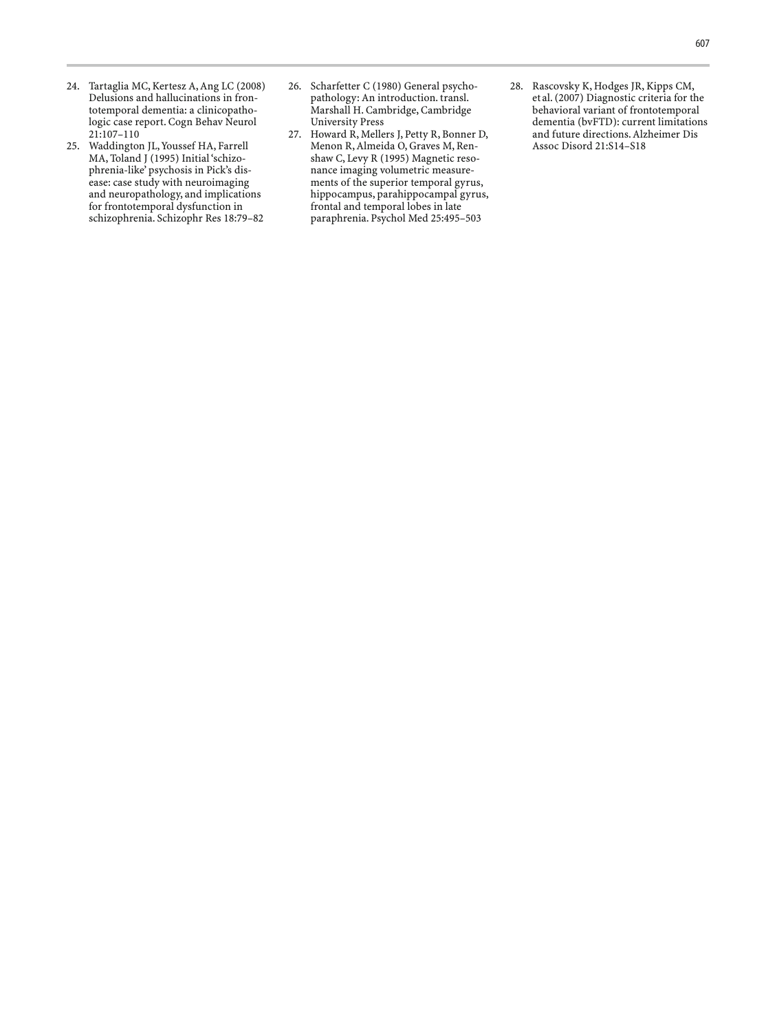24. Tartaglia MC, Kertesz A, Ang LC (2008) Delusions and hallucinations in frontotemporal dementia: a clinicopathologic case report. Cogn Behav Neurol 21:107–110
25. Waddington JL, Youssef HA, Farrell MA, Toland J (1995) Initial 'schizophrenia-like' psychosis in Pick's disease: case study with neuroimaging and neuropathology, and implications for frontotemporal dysfunction in schizophrenia. Schizophr Res 18:79–82
26. Scharfetter C (1980) General psychopathology: An introduction. transl. Marshall H. Cambridge, Cambridge University Press
27. Howard R, Mellers J, Petty R, Bonner D, Menon R, Almeida O, Graves M, Renshaw C, Levy R (1995) Magnetic resonance imaging volumetric measurements of the superior temporal gyrus, hippocampus, parahippocampal gyrus, frontal and temporal lobes in late paraphrenia. Psychol Med 25:495–503
28. Rascovsky K, Hodges JR, Kipps CM, et al. (2007) Diagnostic criteria for the behavioral variant of frontotemporal dementia (bvFTD): current limitations and future directions. Alzheimer Dis Assoc Disord 21:S14–S18